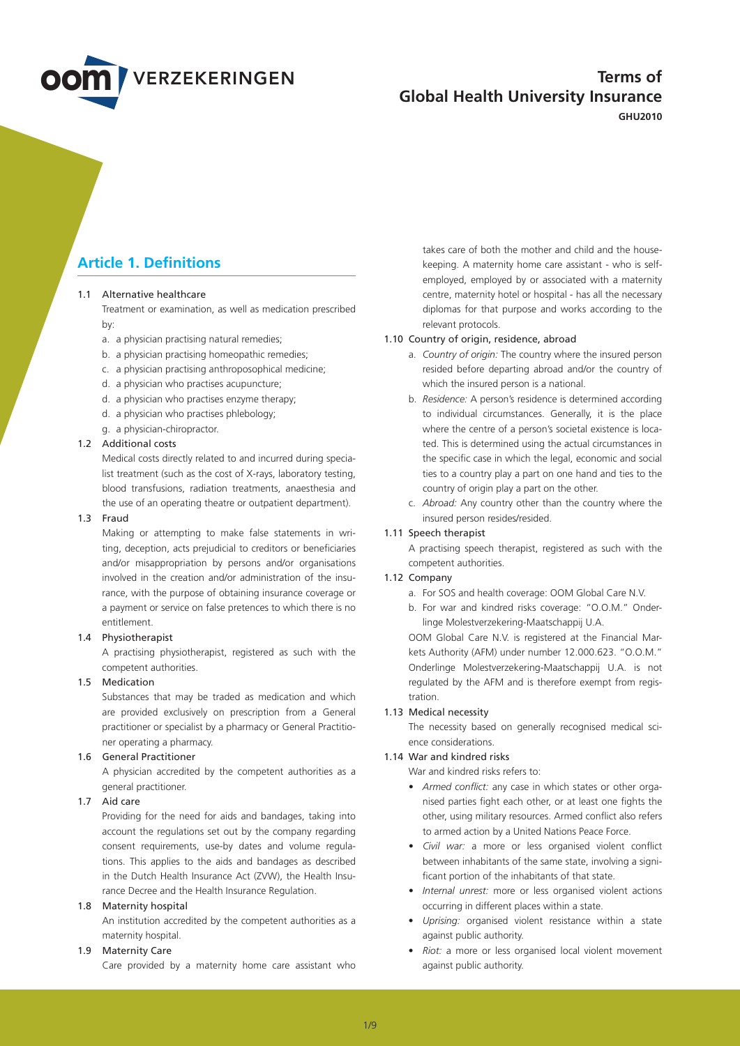# Terms of Global Health University Insurance

**GHU2010**

## Article 1. Definitions

1.1 Alternative healthcare

Treatment or examination, as well as medication prescribed by:

a. a physician practising natural remedies;
b. a physician practising homeopathic remedies;
c. a physician practising anthroposophical medicine;
d. a physician who practises acupuncture;
d. a physician who practises enzyme therapy;
d. a physician who practises phlebology;
g. a physician-chiropractor.

1.2 Additional costs

Medical costs directly related to and incurred during specialist treatment (such as the cost of X-rays, laboratory testing, blood transfusions, radiation treatments, anaesthesia and the use of an operating theatre or outpatient department).

1.3 Fraud

Making or attempting to make false statements in writing, deception, acts prejudicial to creditors or beneficiaries and/or misappropriation by persons and/or organisations involved in the creation and/or administration of the insurance, with the purpose of obtaining insurance coverage or a payment or service on false pretences to which there is no entitlement.

1.4 Physiotherapist

A practising physiotherapist, registered as such with the competent authorities.

1.5 Medication

Substances that may be traded as medication and which are provided exclusively on prescription from a General practitioner or specialist by a pharmacy or General Practitioner operating a pharmacy.

1.6 General Practitioner

A physician accredited by the competent authorities as a general practitioner.

1.7 Aid care

Providing for the need for aids and bandages, taking into account the regulations set out by the company regarding consent requirements, use-by dates and volume regulations. This applies to the aids and bandages as described in the Dutch Health Insurance Act (ZVW), the Health Insurance Decree and the Health Insurance Regulation.

1.8 Maternity hospital

An institution accredited by the competent authorities as a maternity hospital.

1.9 Maternity Care

Care provided by a maternity home care assistant who takes care of both the mother and child and the housekeeping. A maternity home care assistant - who is self-employed, employed by or associated with a maternity centre, maternity hotel or hospital - has all the necessary diplomas for that purpose and works according to the relevant protocols.

1.10 Country of origin, residence, abroad

a. *Country of origin:* The country where the insured person resided before departing abroad and/or the country of which the insured person is a national.
b. *Residence:* A person's residence is determined according to individual circumstances. Generally, it is the place where the centre of a person's societal existence is located. This is determined using the actual circumstances in the specific case in which the legal, economic and social ties to a country play a part on one hand and ties to the country of origin play a part on the other.
c. *Abroad:* Any country other than the country where the insured person resides/resided.

1.11 Speech therapist

A practising speech therapist, registered as such with the competent authorities.

1.12 Company

a. For SOS and health coverage: OOM Global Care N.V.
b. For war and kindred risks coverage: "O.O.M." Onderlinge Molestverzekering-Maatschappij U.A.

OOM Global Care N.V. is registered at the Financial Markets Authority (AFM) under number 12.000.623. "O.O.M." Onderlinge Molestverzekering-Maatschappij U.A. is not regulated by the AFM and is therefore exempt from registration.

1.13 Medical necessity

The necessity based on generally recognised medical science considerations.

1.14 War and kindred risks

War and kindred risks refers to:

- *Armed conflict:* any case in which states or other organised parties fight each other, or at least one fights the other, using military resources. Armed conflict also refers to armed action by a United Nations Peace Force.
- *Civil war:* a more or less organised violent conflict between inhabitants of the same state, involving a significant portion of the inhabitants of that state.
- *Internal unrest:* more or less organised violent actions occurring in different places within a state.
- *Uprising:* organised violent resistance within a state against public authority.
- *Riot:* a more or less organised local violent movement against public authority.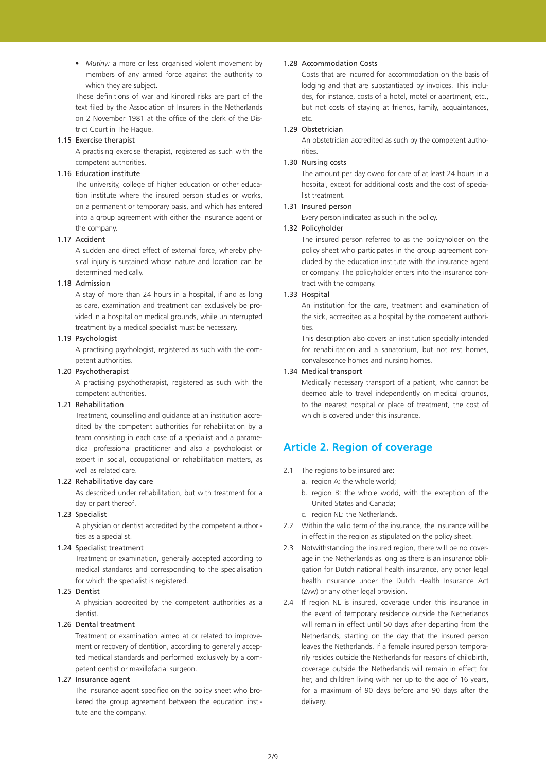- *Mutiny:* a more or less organised violent movement by members of any armed force against the authority to which they are subject.

These definitions of war and kindred risks are part of the text filed by the Association of Insurers in the Netherlands on 2 November 1981 at the office of the clerk of the District Court in The Hague.

1.15 Exercise therapist

A practising exercise therapist, registered as such with the competent authorities.

1.16 Education institute

The university, college of higher education or other education institute where the insured person studies or works, on a permanent or temporary basis, and which has entered into a group agreement with either the insurance agent or the company.

1.17 Accident

A sudden and direct effect of external force, whereby physical injury is sustained whose nature and location can be determined medically.

1.18 Admission

A stay of more than 24 hours in a hospital, if and as long as care, examination and treatment can exclusively be provided in a hospital on medical grounds, while uninterrupted treatment by a medical specialist must be necessary.

1.19 Psychologist

A practising psychologist, registered as such with the competent authorities.

1.20 Psychotherapist

A practising psychotherapist, registered as such with the competent authorities.

1.21 Rehabilitation

Treatment, counselling and guidance at an institution accredited by the competent authorities for rehabilitation by a team consisting in each case of a specialist and a paramedical professional practitioner and also a psychologist or expert in social, occupational or rehabilitation matters, as well as related care.

1.22 Rehabilitative day care

As described under rehabilitation, but with treatment for a day or part thereof.

1.23 Specialist

A physician or dentist accredited by the competent authorities as a specialist.

1.24 Specialist treatment

Treatment or examination, generally accepted according to medical standards and corresponding to the specialisation for which the specialist is registered.

1.25 Dentist

A physician accredited by the competent authorities as a dentist.

1.26 Dental treatment

Treatment or examination aimed at or related to improvement or recovery of dentition, according to generally accepted medical standards and performed exclusively by a competent dentist or maxillofacial surgeon.

1.27 Insurance agent

The insurance agent specified on the policy sheet who brokered the group agreement between the education institute and the company.

1.28 Accommodation Costs

Costs that are incurred for accommodation on the basis of lodging and that are substantiated by invoices. This includes, for instance, costs of a hotel, motel or apartment, etc., but not costs of staying at friends, family, acquaintances, etc.

1.29 Obstetrician

An obstetrician accredited as such by the competent authorities.

1.30 Nursing costs

The amount per day owed for care of at least 24 hours in a hospital, except for additional costs and the cost of specialist treatment.

1.31 Insured person

Every person indicated as such in the policy.

1.32 Policyholder

The insured person referred to as the policyholder on the policy sheet who participates in the group agreement concluded by the education institute with the insurance agent or company. The policyholder enters into the insurance contract with the company.

1.33 Hospital

An institution for the care, treatment and examination of the sick, accredited as a hospital by the competent authorities.

This description also covers an institution specially intended for rehabilitation and a sanatorium, but not rest homes, convalescence homes and nursing homes.

1.34 Medical transport

Medically necessary transport of a patient, who cannot be deemed able to travel independently on medical grounds, to the nearest hospital or place of treatment, the cost of which is covered under this insurance.

## Article 2. Region of coverage

2.1 The regions to be insured are:

a. region A: the whole world;

b. region B: the whole world, with the exception of the United States and Canada;

c. region NL: the Netherlands.

2.2 Within the valid term of the insurance, the insurance will be in effect in the region as stipulated on the policy sheet.

2.3 Notwithstanding the insured region, there will be no coverage in the Netherlands as long as there is an insurance obligation for Dutch national health insurance, any other legal health insurance under the Dutch Health Insurance Act (Zvw) or any other legal provision.

2.4 If region NL is insured, coverage under this insurance in the event of temporary residence outside the Netherlands will remain in effect until 50 days after departing from the Netherlands, starting on the day that the insured person leaves the Netherlands. If a female insured person temporarily resides outside the Netherlands for reasons of childbirth, coverage outside the Netherlands will remain in effect for her, and children living with her up to the age of 16 years, for a maximum of 90 days before and 90 days after the delivery.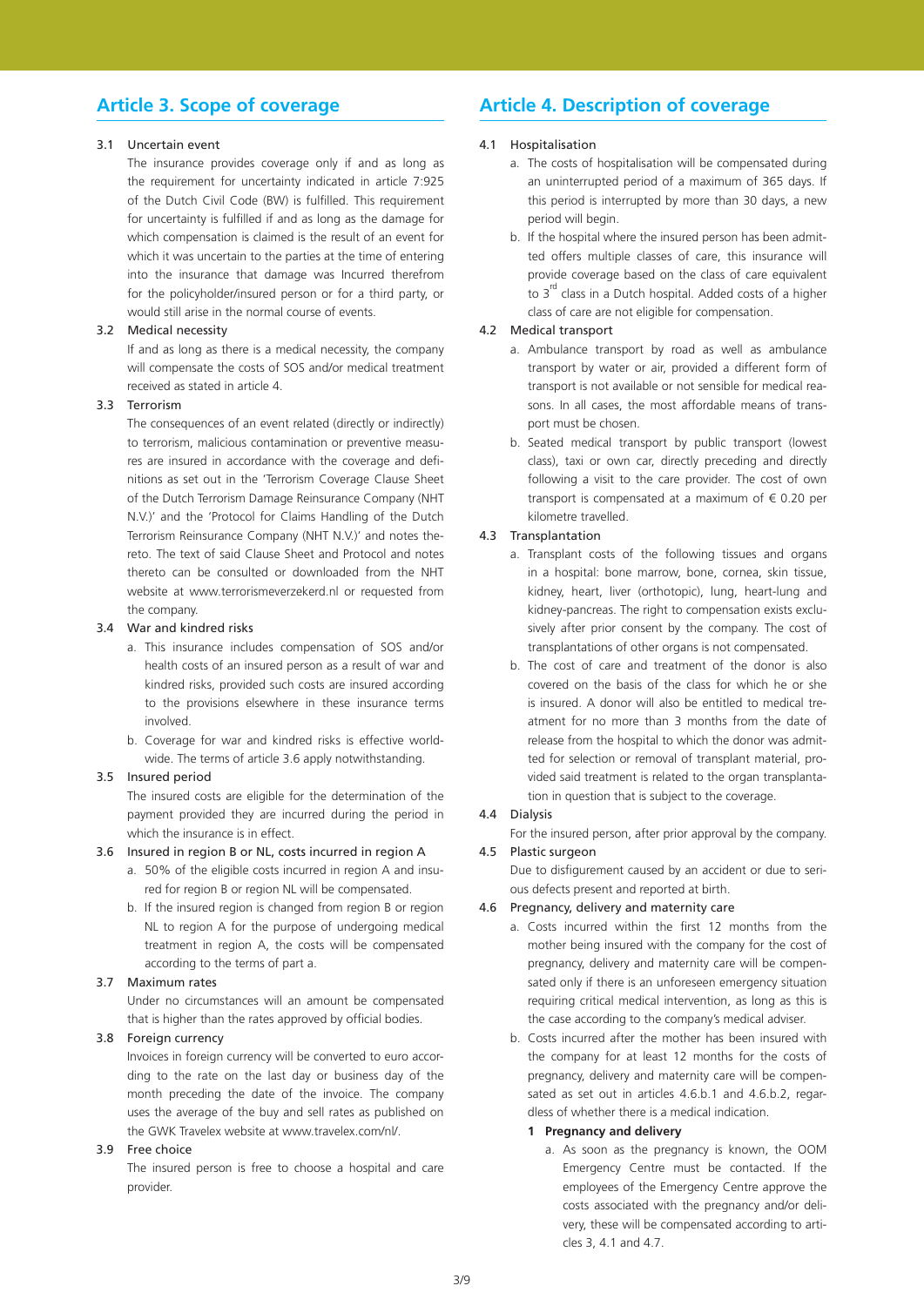## Article 3. Scope of coverage

3.1 Uncertain event

The insurance provides coverage only if and as long as the requirement for uncertainty indicated in article 7:925 of the Dutch Civil Code (BW) is fulfilled. This requirement for uncertainty is fulfilled if and as long as the damage for which compensation is claimed is the result of an event for which it was uncertain to the parties at the time of entering into the insurance that damage was Incurred therefrom for the policyholder/insured person or for a third party, or would still arise in the normal course of events.

3.2 Medical necessity

If and as long as there is a medical necessity, the company will compensate the costs of SOS and/or medical treatment received as stated in article 4.

3.3 Terrorism

The consequences of an event related (directly or indirectly) to terrorism, malicious contamination or preventive measures are insured in accordance with the coverage and definitions as set out in the 'Terrorism Coverage Clause Sheet of the Dutch Terrorism Damage Reinsurance Company (NHT N.V.)' and the 'Protocol for Claims Handling of the Dutch Terrorism Reinsurance Company (NHT N.V.)' and notes thereto. The text of said Clause Sheet and Protocol and notes thereto can be consulted or downloaded from the NHT website at www.terrorismeverzekerd.nl or requested from the company.

3.4 War and kindred risks

a. This insurance includes compensation of SOS and/or health costs of an insured person as a result of war and kindred risks, provided such costs are insured according to the provisions elsewhere in these insurance terms involved.

b. Coverage for war and kindred risks is effective worldwide. The terms of article 3.6 apply notwithstanding.

3.5 Insured period

The insured costs are eligible for the determination of the payment provided they are incurred during the period in which the insurance is in effect.

3.6 Insured in region B or NL, costs incurred in region A

a. 50% of the eligible costs incurred in region A and insured for region B or region NL will be compensated.

b. If the insured region is changed from region B or region NL to region A for the purpose of undergoing medical treatment in region A, the costs will be compensated according to the terms of part a.

3.7 Maximum rates

Under no circumstances will an amount be compensated that is higher than the rates approved by official bodies.

3.8 Foreign currency

Invoices in foreign currency will be converted to euro according to the rate on the last day or business day of the month preceding the date of the invoice. The company uses the average of the buy and sell rates as published on the GWK Travelex website at www.travelex.com/nl/.

3.9 Free choice

The insured person is free to choose a hospital and care provider.

## Article 4. Description of coverage

4.1 Hospitalisation

a. The costs of hospitalisation will be compensated during an uninterrupted period of a maximum of 365 days. If this period is interrupted by more than 30 days, a new period will begin.

b. If the hospital where the insured person has been admitted offers multiple classes of care, this insurance will provide coverage based on the class of care equivalent to 3rd class in a Dutch hospital. Added costs of a higher class of care are not eligible for compensation.

4.2 Medical transport

a. Ambulance transport by road as well as ambulance transport by water or air, provided a different form of transport is not available or not sensible for medical reasons. In all cases, the most affordable means of transport must be chosen.

b. Seated medical transport by public transport (lowest class), taxi or own car, directly preceding and directly following a visit to the care provider. The cost of own transport is compensated at a maximum of € 0.20 per kilometre travelled.

4.3 Transplantation

a. Transplant costs of the following tissues and organs in a hospital: bone marrow, bone, cornea, skin tissue, kidney, heart, liver (orthotopic), lung, heart-lung and kidney-pancreas. The right to compensation exists exclusively after prior consent by the company. The cost of transplantations of other organs is not compensated.

b. The cost of care and treatment of the donor is also covered on the basis of the class for which he or she is insured. A donor will also be entitled to medical treatment for no more than 3 months from the date of release from the hospital to which the donor was admitted for selection or removal of transplant material, provided said treatment is related to the organ transplantation in question that is subject to the coverage.

4.4 Dialysis

For the insured person, after prior approval by the company.

4.5 Plastic surgeon

Due to disfigurement caused by an accident or due to serious defects present and reported at birth.

4.6 Pregnancy, delivery and maternity care

a. Costs incurred within the first 12 months from the mother being insured with the company for the cost of pregnancy, delivery and maternity care will be compensated only if there is an unforeseen emergency situation requiring critical medical intervention, as long as this is the case according to the company's medical adviser.

b. Costs incurred after the mother has been insured with the company for at least 12 months for the costs of pregnancy, delivery and maternity care will be compensated as set out in articles 4.6.b.1 and 4.6.b.2, regardless of whether there is a medical indication.

**1 Pregnancy and delivery**

a. As soon as the pregnancy is known, the OOM Emergency Centre must be contacted. If the employees of the Emergency Centre approve the costs associated with the pregnancy and/or delivery, these will be compensated according to articles 3, 4.1 and 4.7.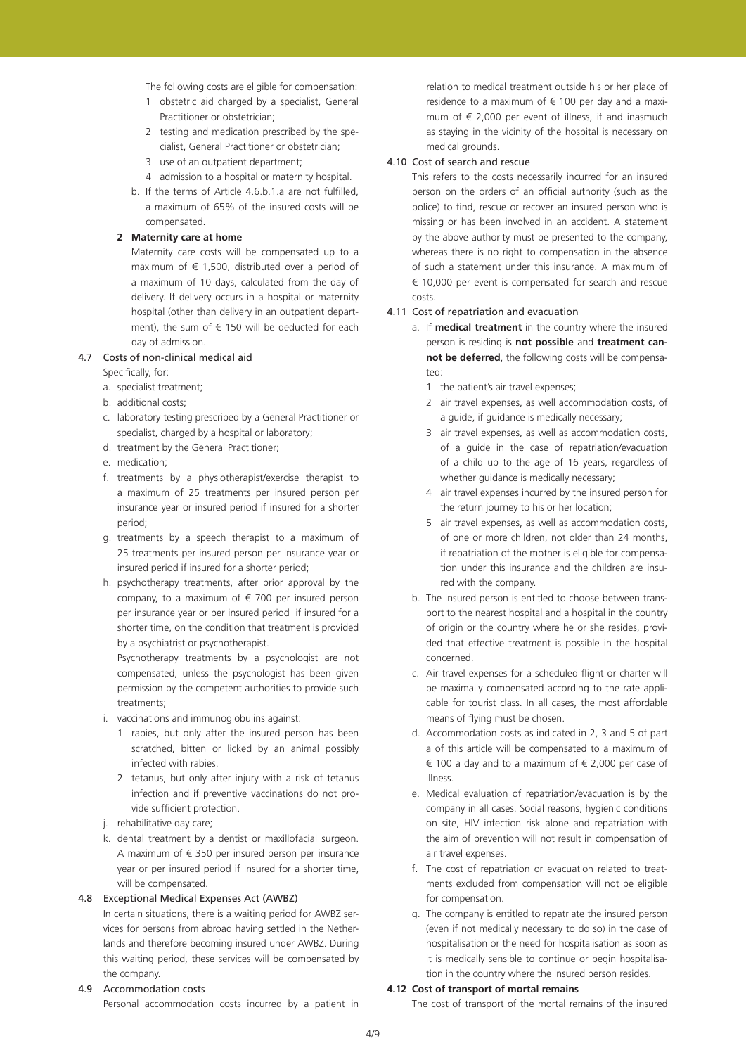The following costs are eligible for compensation:

1. obstetric aid charged by a specialist, General Practitioner or obstetrician;
2. testing and medication prescribed by the specialist, General Practitioner or obstetrician;
3. use of an outpatient department;
4. admission to a hospital or maternity hospital.

b. If the terms of Article 4.6.b.1.a are not fulfilled, a maximum of 65% of the insured costs will be compensated.

**2 Maternity care at home**

Maternity care costs will be compensated up to a maximum of € 1,500, distributed over a period of a maximum of 10 days, calculated from the day of delivery. If delivery occurs in a hospital or maternity hospital (other than delivery in an outpatient department), the sum of € 150 will be deducted for each day of admission.

4.7 Costs of non-clinical medical aid

Specifically, for:

a. specialist treatment;
b. additional costs;
c. laboratory testing prescribed by a General Practitioner or specialist, charged by a hospital or laboratory;
d. treatment by the General Practitioner;
e. medication;
f. treatments by a physiotherapist/exercise therapist to a maximum of 25 treatments per insured person per insurance year or insured period if insured for a shorter period;
g. treatments by a speech therapist to a maximum of 25 treatments per insured person per insurance year or insured period if insured for a shorter period;
h. psychotherapy treatments, after prior approval by the company, to a maximum of € 700 per insured person per insurance year or per insured period if insured for a shorter time, on the condition that treatment is provided by a psychiatrist or psychotherapist.

   Psychotherapy treatments by a psychologist are not compensated, unless the psychologist has been given permission by the competent authorities to provide such treatments;
i. vaccinations and immunoglobulins against:
   1. rabies, but only after the insured person has been scratched, bitten or licked by an animal possibly infected with rabies.
   2. tetanus, but only after injury with a risk of tetanus infection and if preventive vaccinations do not provide sufficient protection.
j. rehabilitative day care;
k. dental treatment by a dentist or maxillofacial surgeon. A maximum of € 350 per insured person per insurance year or per insured period if insured for a shorter time, will be compensated.

4.8 Exceptional Medical Expenses Act (AWBZ)

In certain situations, there is a waiting period for AWBZ services for persons from abroad having settled in the Netherlands and therefore becoming insured under AWBZ. During this waiting period, these services will be compensated by the company.

4.9 Accommodation costs

Personal accommodation costs incurred by a patient in relation to medical treatment outside his or her place of residence to a maximum of € 100 per day and a maximum of € 2,000 per event of illness, if and inasmuch as staying in the vicinity of the hospital is necessary on medical grounds.

4.10 Cost of search and rescue

This refers to the costs necessarily incurred for an insured person on the orders of an official authority (such as the police) to find, rescue or recover an insured person who is missing or has been involved in an accident. A statement by the above authority must be presented to the company, whereas there is no right to compensation in the absence of such a statement under this insurance. A maximum of € 10,000 per event is compensated for search and rescue costs.

4.11 Cost of repatriation and evacuation

a. If **medical treatment** in the country where the insured person is residing is **not possible** and **treatment cannot be deferred**, the following costs will be compensated:
   1. the patient's air travel expenses;
   2. air travel expenses, as well accommodation costs, of a guide, if guidance is medically necessary;
   3. air travel expenses, as well as accommodation costs, of a guide in the case of repatriation/evacuation of a child up to the age of 16 years, regardless of whether guidance is medically necessary;
   4. air travel expenses incurred by the insured person for the return journey to his or her location;
   5. air travel expenses, as well as accommodation costs, of one or more children, not older than 24 months, if repatriation of the mother is eligible for compensation under this insurance and the children are insured with the company.
b. The insured person is entitled to choose between transport to the nearest hospital and a hospital in the country of origin or the country where he or she resides, provided that effective treatment is possible in the hospital concerned.
c. Air travel expenses for a scheduled flight or charter will be maximally compensated according to the rate applicable for tourist class. In all cases, the most affordable means of flying must be chosen.
d. Accommodation costs as indicated in 2, 3 and 5 of part a of this article will be compensated to a maximum of € 100 a day and to a maximum of € 2,000 per case of illness.
e. Medical evaluation of repatriation/evacuation is by the company in all cases. Social reasons, hygienic conditions on site, HIV infection risk alone and repatriation with the aim of prevention will not result in compensation of air travel expenses.
f. The cost of repatriation or evacuation related to treatments excluded from compensation will not be eligible for compensation.
g. The company is entitled to repatriate the insured person (even if not medically necessary to do so) in the case of hospitalisation or the need for hospitalisation as soon as it is medically sensible to continue or begin hospitalisation in the country where the insured person resides.

**4.12 Cost of transport of mortal remains**

The cost of transport of the mortal remains of the insured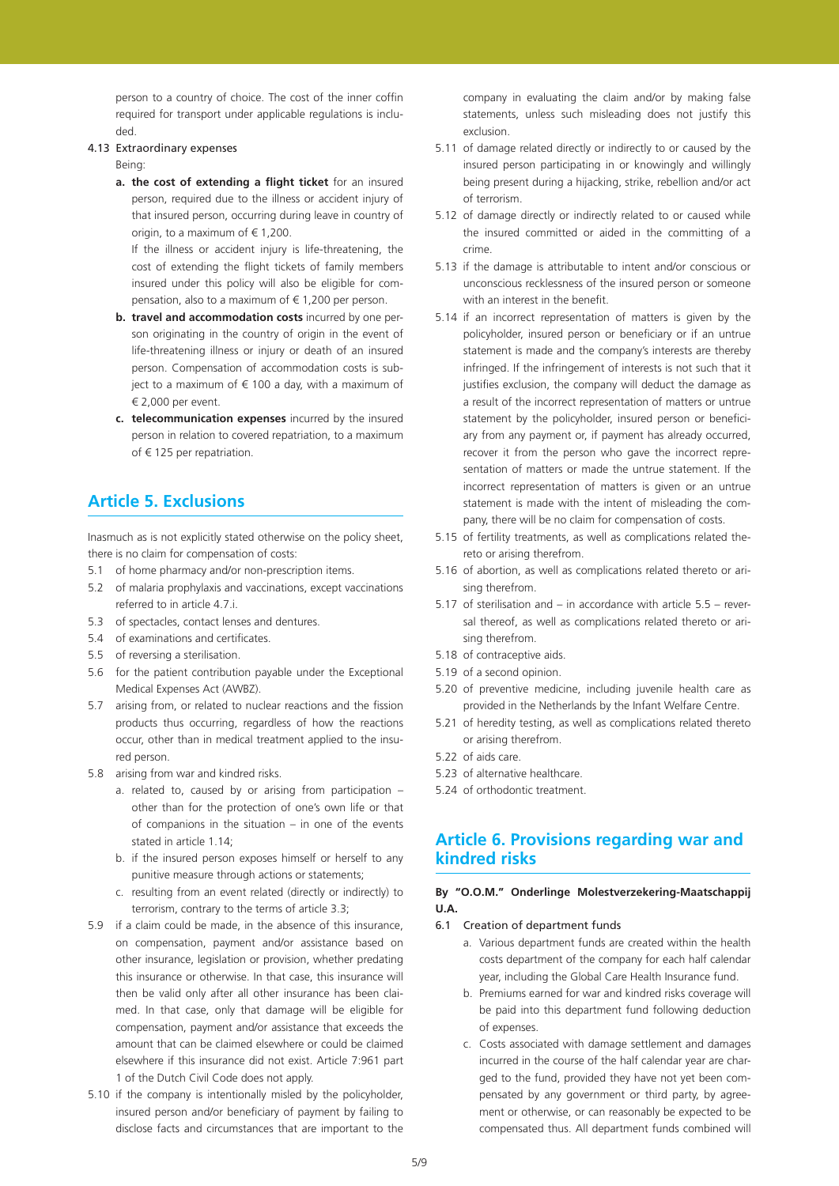person to a country of choice. The cost of the inner coffin required for transport under applicable regulations is included.

4.13 Extraordinary expenses

Being:

a. **the cost of extending a flight ticket** for an insured person, required due to the illness or accident injury of that insured person, occurring during leave in country of origin, to a maximum of € 1,200.

If the illness or accident injury is life-threatening, the cost of extending the flight tickets of family members insured under this policy will also be eligible for compensation, also to a maximum of € 1,200 per person.

b. **travel and accommodation costs** incurred by one person originating in the country of origin in the event of life-threatening illness or injury or death of an insured person. Compensation of accommodation costs is subject to a maximum of € 100 a day, with a maximum of € 2,000 per event.

c. **telecommunication expenses** incurred by the insured person in relation to covered repatriation, to a maximum of € 125 per repatriation.

## Article 5. Exclusions

Inasmuch as is not explicitly stated otherwise on the policy sheet, there is no claim for compensation of costs:

5.1 of home pharmacy and/or non-prescription items.

5.2 of malaria prophylaxis and vaccinations, except vaccinations referred to in article 4.7.i.

5.3 of spectacles, contact lenses and dentures.

5.4 of examinations and certificates.

5.5 of reversing a sterilisation.

5.6 for the patient contribution payable under the Exceptional Medical Expenses Act (AWBZ).

5.7 arising from, or related to nuclear reactions and the fission products thus occurring, regardless of how the reactions occur, other than in medical treatment applied to the insured person.

5.8 arising from war and kindred risks.

a. related to, caused by or arising from participation – other than for the protection of one's own life or that of companions in the situation – in one of the events stated in article 1.14;

b. if the insured person exposes himself or herself to any punitive measure through actions or statements;

c. resulting from an event related (directly or indirectly) to terrorism, contrary to the terms of article 3.3;

5.9 if a claim could be made, in the absence of this insurance, on compensation, payment and/or assistance based on other insurance, legislation or provision, whether predating this insurance or otherwise. In that case, this insurance will then be valid only after all other insurance has been claimed. In that case, only that damage will be eligible for compensation, payment and/or assistance that exceeds the amount that can be claimed elsewhere or could be claimed elsewhere if this insurance did not exist. Article 7:961 part 1 of the Dutch Civil Code does not apply.

5.10 if the company is intentionally misled by the policyholder, insured person and/or beneficiary of payment by failing to disclose facts and circumstances that are important to the company in evaluating the claim and/or by making false statements, unless such misleading does not justify this exclusion.

5.11 of damage related directly or indirectly to or caused by the insured person participating in or knowingly and willingly being present during a hijacking, strike, rebellion and/or act of terrorism.

5.12 of damage directly or indirectly related to or caused while the insured committed or aided in the committing of a crime.

5.13 if the damage is attributable to intent and/or conscious or unconscious recklessness of the insured person or someone with an interest in the benefit.

5.14 if an incorrect representation of matters is given by the policyholder, insured person or beneficiary or if an untrue statement is made and the company's interests are thereby infringed. If the infringement of interests is not such that it justifies exclusion, the company will deduct the damage as a result of the incorrect representation of matters or untrue statement by the policyholder, insured person or beneficiary from any payment or, if payment has already occurred, recover it from the person who gave the incorrect representation of matters or made the untrue statement. If the incorrect representation of matters is given or an untrue statement is made with the intent of misleading the company, there will be no claim for compensation of costs.

5.15 of fertility treatments, as well as complications related thereto or arising therefrom.

5.16 of abortion, as well as complications related thereto or arising therefrom.

5.17 of sterilisation and – in accordance with article 5.5 – reversal thereof, as well as complications related thereto or arising therefrom.

5.18 of contraceptive aids.

5.19 of a second opinion.

5.20 of preventive medicine, including juvenile health care as provided in the Netherlands by the Infant Welfare Centre.

5.21 of heredity testing, as well as complications related thereto or arising therefrom.

5.22 of aids care.

5.23 of alternative healthcare.

5.24 of orthodontic treatment.

## Article 6. Provisions regarding war and kindred risks

**By "O.O.M." Onderlinge Molestverzekering-Maatschappij U.A.**

6.1 Creation of department funds

a. Various department funds are created within the health costs department of the company for each half calendar year, including the Global Care Health Insurance fund.

b. Premiums earned for war and kindred risks coverage will be paid into this department fund following deduction of expenses.

c. Costs associated with damage settlement and damages incurred in the course of the half calendar year are charged to the fund, provided they have not yet been compensated by any government or third party, by agreement or otherwise, or can reasonably be expected to be compensated thus. All department funds combined will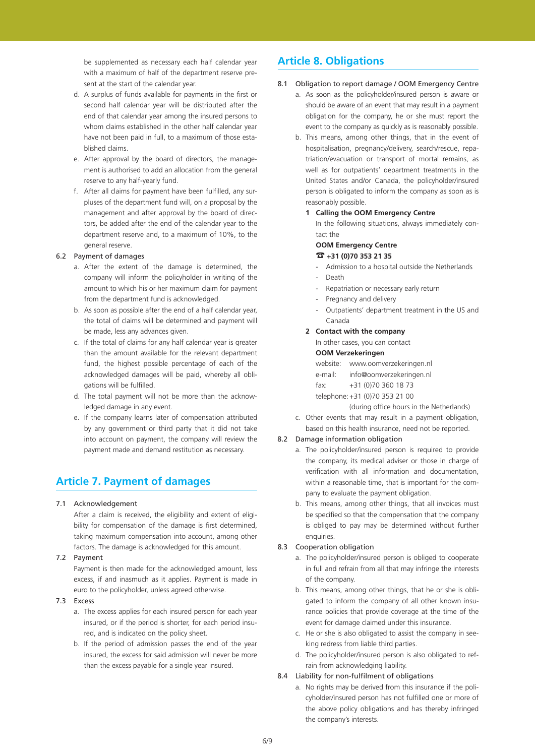be supplemented as necessary each half calendar year with a maximum of half of the department reserve present at the start of the calendar year.

d. A surplus of funds available for payments in the first or second half calendar year will be distributed after the end of that calendar year among the insured persons to whom claims established in the other half calendar year have not been paid in full, to a maximum of those established claims.

e. After approval by the board of directors, the management is authorised to add an allocation from the general reserve to any half-yearly fund.

f. After all claims for payment have been fulfilled, any surpluses of the department fund will, on a proposal by the management and after approval by the board of directors, be added after the end of the calendar year to the department reserve and, to a maximum of 10%, to the general reserve.

6.2 Payment of damages

a. After the extent of the damage is determined, the company will inform the policyholder in writing of the amount to which his or her maximum claim for payment from the department fund is acknowledged.

b. As soon as possible after the end of a half calendar year, the total of claims will be determined and payment will be made, less any advances given.

c. If the total of claims for any half calendar year is greater than the amount available for the relevant department fund, the highest possible percentage of each of the acknowledged damages will be paid, whereby all obligations will be fulfilled.

d. The total payment will not be more than the acknowledged damage in any event.

e. If the company learns later of compensation attributed by any government or third party that it did not take into account on payment, the company will review the payment made and demand restitution as necessary.

## Article 7. Payment of damages

7.1 Acknowledgement

After a claim is received, the eligibility and extent of eligibility for compensation of the damage is first determined, taking maximum compensation into account, among other factors. The damage is acknowledged for this amount.

7.2 Payment

Payment is then made for the acknowledged amount, less excess, if and inasmuch as it applies. Payment is made in euro to the policyholder, unless agreed otherwise.

7.3 Excess

a. The excess applies for each insured person for each year insured, or if the period is shorter, for each period insured, and is indicated on the policy sheet.

b. If the period of admission passes the end of the year insured, the excess for said admission will never be more than the excess payable for a single year insured.

## Article 8. Obligations

8.1 Obligation to report damage / OOM Emergency Centre

a. As soon as the policyholder/insured person is aware or should be aware of an event that may result in a payment obligation for the company, he or she must report the event to the company as quickly as is reasonably possible.

b. This means, among other things, that in the event of hospitalisation, pregnancy/delivery, search/rescue, repatriation/evacuation or transport of mortal remains, as well as for outpatients' department treatments in the United States and/or Canada, the policyholder/insured person is obligated to inform the company as soon as is reasonably possible.

**1 Calling the OOM Emergency Centre**

In the following situations, always immediately contact the

**OOM Emergency Centre**

**☎ +31 (0)70 353 21 35**

- Admission to a hospital outside the Netherlands
- Death
- Repatriation or necessary early return
- Pregnancy and delivery
- Outpatients' department treatment in the US and Canada

**2 Contact with the company**

In other cases, you can contact

**OOM Verzekeringen**

website: www.oomverzekeringen.nl
e-mail: info@oomverzekeringen.nl
fax: +31 (0)70 360 18 73
telephone: +31 (0)70 353 21 00
(during office hours in the Netherlands)

c. Other events that may result in a payment obligation, based on this health insurance, need not be reported.

8.2 Damage information obligation

a. The policyholder/insured person is required to provide the company, its medical adviser or those in charge of verification with all information and documentation, within a reasonable time, that is important for the company to evaluate the payment obligation.

b. This means, among other things, that all invoices must be specified so that the compensation that the company is obliged to pay may be determined without further enquiries.

8.3 Cooperation obligation

a. The policyholder/insured person is obliged to cooperate in full and refrain from all that may infringe the interests of the company.

b. This means, among other things, that he or she is obligated to inform the company of all other known insurance policies that provide coverage at the time of the event for damage claimed under this insurance.

c. He or she is also obligated to assist the company in seeking redress from liable third parties.

d. The policyholder/insured person is also obligated to refrain from acknowledging liability.

8.4 Liability for non-fulfilment of obligations

a. No rights may be derived from this insurance if the policyholder/insured person has not fulfilled one or more of the above policy obligations and has thereby infringed the company's interests.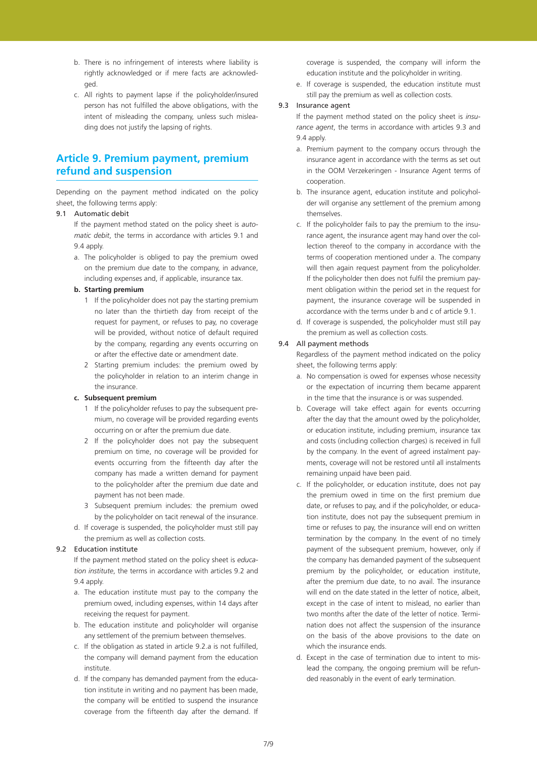b. There is no infringement of interests where liability is rightly acknowledged or if mere facts are acknowledged.

c. All rights to payment lapse if the policyholder/insured person has not fulfilled the above obligations, with the intent of misleading the company, unless such misleading does not justify the lapsing of rights.

## Article 9. Premium payment, premium refund and suspension

Depending on the payment method indicated on the policy sheet, the following terms apply:

9.1 Automatic debit

If the payment method stated on the policy sheet is *automatic debit*, the terms in accordance with articles 9.1 and 9.4 apply.

a. The policyholder is obliged to pay the premium owed on the premium due date to the company, in advance, including expenses and, if applicable, insurance tax.

**b. Starting premium**

1 If the policyholder does not pay the starting premium no later than the thirtieth day from receipt of the request for payment, or refuses to pay, no coverage will be provided, without notice of default required by the company, regarding any events occurring on or after the effective date or amendment date.

2 Starting premium includes: the premium owed by the policyholder in relation to an interim change in the insurance.

**c. Subsequent premium**

1 If the policyholder refuses to pay the subsequent premium, no coverage will be provided regarding events occurring on or after the premium due date.

2 If the policyholder does not pay the subsequent premium on time, no coverage will be provided for events occurring from the fifteenth day after the company has made a written demand for payment to the policyholder after the premium due date and payment has not been made.

3 Subsequent premium includes: the premium owed by the policyholder on tacit renewal of the insurance.

d. If coverage is suspended, the policyholder must still pay the premium as well as collection costs.

9.2 Education institute

If the payment method stated on the policy sheet is *education institute*, the terms in accordance with articles 9.2 and 9.4 apply.

a. The education institute must pay to the company the premium owed, including expenses, within 14 days after receiving the request for payment.

b. The education institute and policyholder will organise any settlement of the premium between themselves.

c. If the obligation as stated in article 9.2.a is not fulfilled, the company will demand payment from the education institute.

d. If the company has demanded payment from the education institute in writing and no payment has been made, the company will be entitled to suspend the insurance coverage from the fifteenth day after the demand. If coverage is suspended, the company will inform the education institute and the policyholder in writing.

e. If coverage is suspended, the education institute must still pay the premium as well as collection costs.

9.3 Insurance agent

If the payment method stated on the policy sheet is *insurance agent*, the terms in accordance with articles 9.3 and 9.4 apply.

a. Premium payment to the company occurs through the insurance agent in accordance with the terms as set out in the OOM Verzekeringen - Insurance Agent terms of cooperation.

b. The insurance agent, education institute and policyholder will organise any settlement of the premium among themselves.

c. If the policyholder fails to pay the premium to the insurance agent, the insurance agent may hand over the collection thereof to the company in accordance with the terms of cooperation mentioned under a. The company will then again request payment from the policyholder. If the policyholder then does not fulfil the premium payment obligation within the period set in the request for payment, the insurance coverage will be suspended in accordance with the terms under b and c of article 9.1.

d. If coverage is suspended, the policyholder must still pay the premium as well as collection costs.

9.4 All payment methods

Regardless of the payment method indicated on the policy sheet, the following terms apply:

a. No compensation is owed for expenses whose necessity or the expectation of incurring them became apparent in the time that the insurance is or was suspended.

b. Coverage will take effect again for events occurring after the day that the amount owed by the policyholder, or education institute, including premium, insurance tax and costs (including collection charges) is received in full by the company. In the event of agreed instalment payments, coverage will not be restored until all instalments remaining unpaid have been paid.

c. If the policyholder, or education institute, does not pay the premium owed in time on the first premium due date, or refuses to pay, and if the policyholder, or education institute, does not pay the subsequent premium in time or refuses to pay, the insurance will end on written termination by the company. In the event of no timely payment of the subsequent premium, however, only if the company has demanded payment of the subsequent premium by the policyholder, or education institute, after the premium due date, to no avail. The insurance will end on the date stated in the letter of notice, albeit, except in the case of intent to mislead, no earlier than two months after the date of the letter of notice. Termination does not affect the suspension of the insurance on the basis of the above provisions to the date on which the insurance ends.

d. Except in the case of termination due to intent to mislead the company, the ongoing premium will be refunded reasonably in the event of early termination.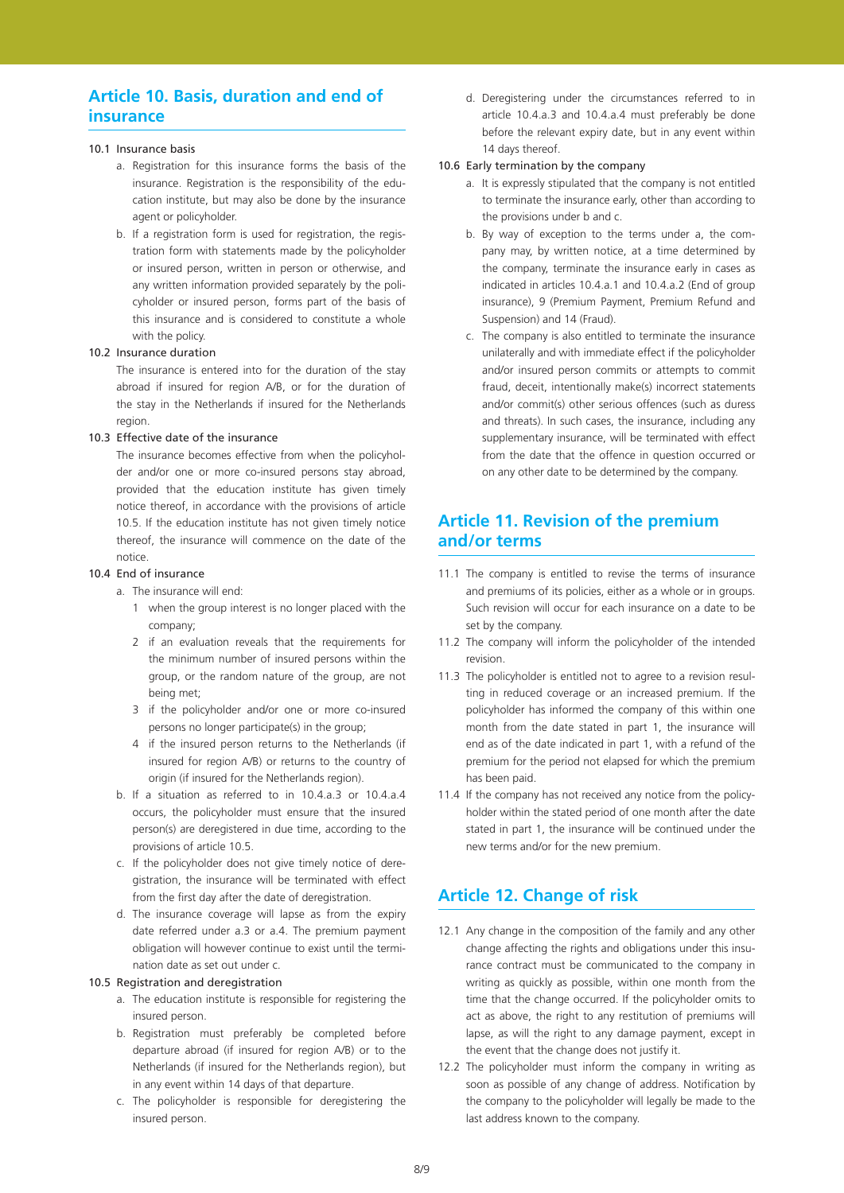## Article 10. Basis, duration and end of insurance

10.1 Insurance basis

a. Registration for this insurance forms the basis of the insurance. Registration is the responsibility of the education institute, but may also be done by the insurance agent or policyholder.

b. If a registration form is used for registration, the registration form with statements made by the policyholder or insured person, written in person or otherwise, and any written information provided separately by the policyholder or insured person, forms part of the basis of this insurance and is considered to constitute a whole with the policy.

10.2 Insurance duration

The insurance is entered into for the duration of the stay abroad if insured for region A/B, or for the duration of the stay in the Netherlands if insured for the Netherlands region.

10.3 Effective date of the insurance

The insurance becomes effective from when the policyholder and/or one or more co-insured persons stay abroad, provided that the education institute has given timely notice thereof, in accordance with the provisions of article 10.5. If the education institute has not given timely notice thereof, the insurance will commence on the date of the notice.

10.4 End of insurance

a. The insurance will end:

1. when the group interest is no longer placed with the company;
2. if an evaluation reveals that the requirements for the minimum number of insured persons within the group, or the random nature of the group, are not being met;
3. if the policyholder and/or one or more co-insured persons no longer participate(s) in the group;
4. if the insured person returns to the Netherlands (if insured for region A/B) or returns to the country of origin (if insured for the Netherlands region).

b. If a situation as referred to in 10.4.a.3 or 10.4.a.4 occurs, the policyholder must ensure that the insured person(s) are deregistered in due time, according to the provisions of article 10.5.

c. If the policyholder does not give timely notice of deregistration, the insurance will be terminated with effect from the first day after the date of deregistration.

d. The insurance coverage will lapse as from the expiry date referred under a.3 or a.4. The premium payment obligation will however continue to exist until the termination date as set out under c.

10.5 Registration and deregistration

a. The education institute is responsible for registering the insured person.

b. Registration must preferably be completed before departure abroad (if insured for region A/B) or to the Netherlands (if insured for the Netherlands region), but in any event within 14 days of that departure.

c. The policyholder is responsible for deregistering the insured person.

d. Deregistering under the circumstances referred to in article 10.4.a.3 and 10.4.a.4 must preferably be done before the relevant expiry date, but in any event within 14 days thereof.

10.6 Early termination by the company

a. It is expressly stipulated that the company is not entitled to terminate the insurance early, other than according to the provisions under b and c.

b. By way of exception to the terms under a, the company may, by written notice, at a time determined by the company, terminate the insurance early in cases as indicated in articles 10.4.a.1 and 10.4.a.2 (End of group insurance), 9 (Premium Payment, Premium Refund and Suspension) and 14 (Fraud).

c. The company is also entitled to terminate the insurance unilaterally and with immediate effect if the policyholder and/or insured person commits or attempts to commit fraud, deceit, intentionally make(s) incorrect statements and/or commit(s) other serious offences (such as duress and threats). In such cases, the insurance, including any supplementary insurance, will be terminated with effect from the date that the offence in question occurred or on any other date to be determined by the company.

## Article 11. Revision of the premium and/or terms

11.1 The company is entitled to revise the terms of insurance and premiums of its policies, either as a whole or in groups. Such revision will occur for each insurance on a date to be set by the company.

11.2 The company will inform the policyholder of the intended revision.

11.3 The policyholder is entitled not to agree to a revision resulting in reduced coverage or an increased premium. If the policyholder has informed the company of this within one month from the date stated in part 1, the insurance will end as of the date indicated in part 1, with a refund of the premium for the period not elapsed for which the premium has been paid.

11.4 If the company has not received any notice from the policyholder within the stated period of one month after the date stated in part 1, the insurance will be continued under the new terms and/or for the new premium.

## Article 12. Change of risk

12.1 Any change in the composition of the family and any other change affecting the rights and obligations under this insurance contract must be communicated to the company in writing as quickly as possible, within one month from the time that the change occurred. If the policyholder omits to act as above, the right to any restitution of premiums will lapse, as will the right to any damage payment, except in the event that the change does not justify it.

12.2 The policyholder must inform the company in writing as soon as possible of any change of address. Notification by the company to the policyholder will legally be made to the last address known to the company.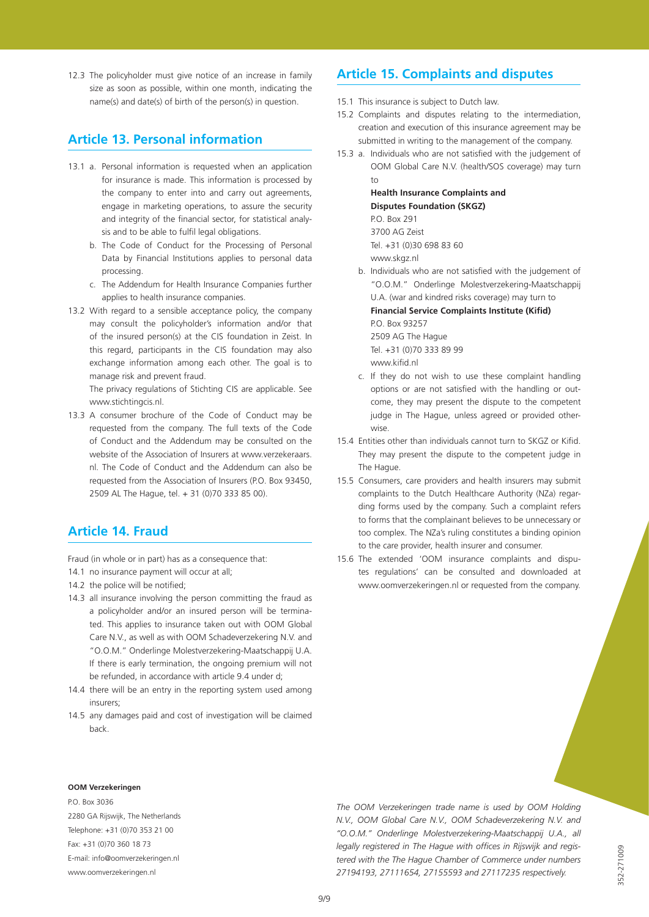12.3 The policyholder must give notice of an increase in family size as soon as possible, within one month, indicating the name(s) and date(s) of birth of the person(s) in question.

## Article 13. Personal information

13.1 a. Personal information is requested when an application for insurance is made. This information is processed by the company to enter into and carry out agreements, engage in marketing operations, to assure the security and integrity of the financial sector, for statistical analysis and to be able to fulfil legal obligations.

b. The Code of Conduct for the Processing of Personal Data by Financial Institutions applies to personal data processing.

c. The Addendum for Health Insurance Companies further applies to health insurance companies.

13.2 With regard to a sensible acceptance policy, the company may consult the policyholder's information and/or that of the insured person(s) at the CIS foundation in Zeist. In this regard, participants in the CIS foundation may also exchange information among each other. The goal is to manage risk and prevent fraud.

The privacy regulations of Stichting CIS are applicable. See www.stichtingcis.nl.

13.3 A consumer brochure of the Code of Conduct may be requested from the company. The full texts of the Code of Conduct and the Addendum may be consulted on the website of the Association of Insurers at www.verzekeraars.nl. The Code of Conduct and the Addendum can also be requested from the Association of Insurers (P.O. Box 93450, 2509 AL The Hague, tel. + 31 (0)70 333 85 00).

## Article 14. Fraud

Fraud (in whole or in part) has as a consequence that:

14.1 no insurance payment will occur at all;

14.2 the police will be notified;

14.3 all insurance involving the person committing the fraud as a policyholder and/or an insured person will be terminated. This applies to insurance taken out with OOM Global Care N.V., as well as with OOM Schadeverzekering N.V. and "O.O.M." Onderlinge Molestverzekering-Maatschappij U.A. If there is early termination, the ongoing premium will not be refunded, in accordance with article 9.4 under d;

14.4 there will be an entry in the reporting system used among insurers;

14.5 any damages paid and cost of investigation will be claimed back.

## Article 15. Complaints and disputes

15.1 This insurance is subject to Dutch law.

15.2 Complaints and disputes relating to the intermediation, creation and execution of this insurance agreement may be submitted in writing to the management of the company.

15.3 a. Individuals who are not satisfied with the judgement of OOM Global Care N.V. (health/SOS coverage) may turn to

**Health Insurance Complaints and Disputes Foundation (SKGZ)**
P.O. Box 291
3700 AG Zeist
Tel. +31 (0)30 698 83 60
www.skgz.nl

b. Individuals who are not satisfied with the judgement of "O.O.M." Onderlinge Molestverzekering-Maatschappij U.A. (war and kindred risks coverage) may turn to

**Financial Service Complaints Institute (Kifid)**
P.O. Box 93257
2509 AG The Hague
Tel. +31 (0)70 333 89 99
www.kifid.nl

c. If they do not wish to use these complaint handling options or are not satisfied with the handling or outcome, they may present the dispute to the competent judge in The Hague, unless agreed or provided otherwise.

15.4 Entities other than individuals cannot turn to SKGZ or Kifid. They may present the dispute to the competent judge in The Hague.

15.5 Consumers, care providers and health insurers may submit complaints to the Dutch Healthcare Authority (NZa) regarding forms used by the company. Such a complaint refers to forms that the complainant believes to be unnecessary or too complex. The NZa's ruling constitutes a binding opinion to the care provider, health insurer and consumer.

15.6 The extended 'OOM insurance complaints and disputes regulations' can be consulted and downloaded at www.oomverzekeringen.nl or requested from the company.

**OOM Verzekeringen**
P.O. Box 3036
2280 GA Rijswijk, The Netherlands
Telephone: +31 (0)70 353 21 00
Fax: +31 (0)70 360 18 73
E-mail: info@oomverzekeringen.nl
www.oomverzekeringen.nl

*The OOM Verzekeringen trade name is used by OOM Holding N.V., OOM Global Care N.V., OOM Schadeverzekering N.V. and "O.O.M." Onderlinge Molestverzekering-Maatschappij U.A., all legally registered in The Hague with offices in Rijswijk and registered with the The Hague Chamber of Commerce under numbers 27194193, 27111654, 27155593 and 27117235 respectively.*

352-271009